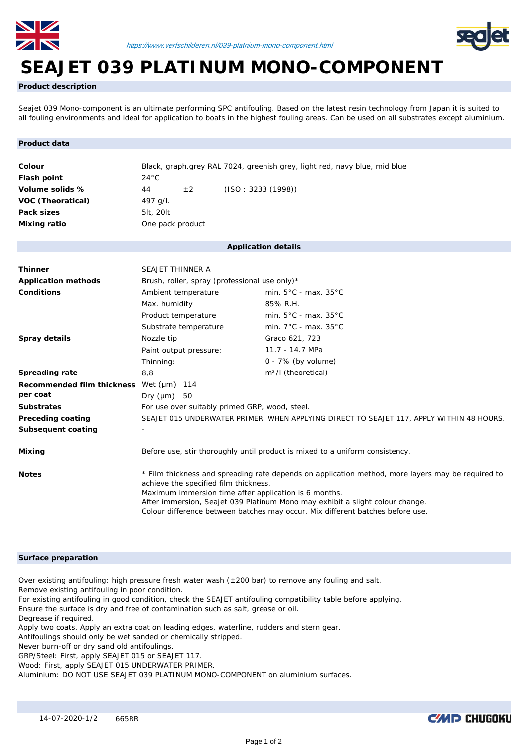https://www.verfschilderen.nl/039-platnium-mono-component.html

# SEAJET 039 PLATINUM MONO-COMPONENT

## Product description

Seajet 039 Mono-component is an ultimate performing SPC antifouling. Based on the latest resin technology from Japan it is suited to all fouling environments and ideal for application to boats in the highest fouling areas. Can be used on all substrates except aluminium.

## Product data

| | | | |
|---|---|---|---|
| **Colour** | Black, graph.grey RAL 7024, greenish grey, light red, navy blue, mid blue | | |
| **Flash point** | 24°C | | |
| **Volume solids %** | 44 | ±2 | (ISO : 3233 (1998)) |
| **VOC (Theoratical)** | 497 g/l. | | |
| **Pack sizes** | 5lt, 20lt | | |
| **Mixing ratio** | One pack product | | |

## Application details

| | | |
|---|---|---|
| **Thinner** | SEAJET THINNER A | |
| **Application methods** | Brush, roller, spray (professional use only)* | |
| **Conditions** | Ambient temperature | min. 5°C - max. 35°C |
| | Max. humidity | 85% R.H. |
| | Product temperature | min. 5°C - max. 35°C |
| | Substrate temperature | min. 7°C - max. 35°C |
| **Spray details** | Nozzle tip | Graco 621, 723 |
| | Paint output pressure: | 11.7 - 14.7 MPa |
| | Thinning: | 0 - 7% (by volume) |
| **Spreading rate** | 8,8 | $m^2$/l (theoretical) |
| **Recommended film thickness per coat** | Wet (µm) 114 | |
| | Dry (µm) 50 | |
| **Substrates** | For use over suitably primed GRP, wood, steel. | |
| **Preceding coating** | SEAJET 015 UNDERWATER PRIMER. WHEN APPLYING DIRECT TO SEAJET 117, APPLY WITHIN 48 HOURS. | |
| **Subsequent coating** | - | |
| **Mixing** | Before use, stir thoroughly until product is mixed to a uniform consistency. | |
| **Notes** | * Film thickness and spreading rate depends on application method, more layers may be required to achieve the specified film thickness.<br>Maximum immersion time after application is 6 months.<br>After immersion, Seajet 039 Platinum Mono may exhibit a slight colour change.<br>Colour difference between batches may occur. Mix different batches before use. | |

## Surface preparation

Over existing antifouling: high pressure fresh water wash (±200 bar) to remove any fouling and salt.
Remove existing antifouling in poor condition.
For existing antifouling in good condition, check the SEAJET antifouling compatibility table before applying.
Ensure the surface is dry and free of contamination such as salt, grease or oil.
Degrease if required.
Apply two coats. Apply an extra coat on leading edges, waterline, rudders and stern gear.
Antifoulings should only be wet sanded or chemically stripped.
Never burn-off or dry sand old antifoulings.
GRP/Steel: First, apply SEAJET 015 or SEAJET 117.
Wood: First, apply SEAJET 015 UNDERWATER PRIMER.
Aluminium: DO NOT USE SEAJET 039 PLATINUM MONO-COMPONENT on aluminium surfaces.

14-07-2020-1/2 665RR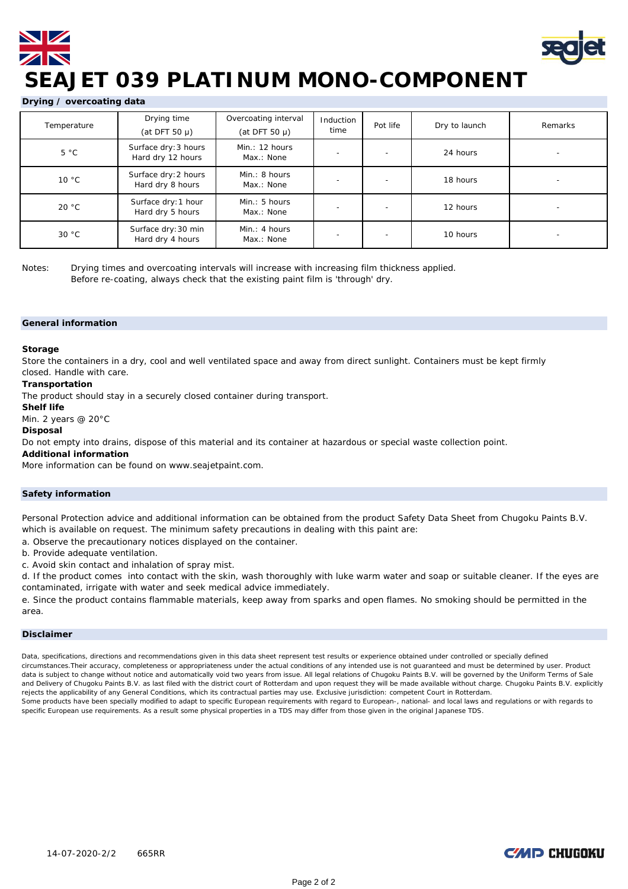# SEAJET 039 PLATINUM MONO-COMPONENT

## Drying / overcoating data

| Temperature | Drying time (at DFT 50 µ) | Overcoating interval (at DFT 50 µ) | Induction time | Pot life | Dry to launch | Remarks |
|---|---|---|---|---|---|---|
| 5 °C | Surface dry: 3 hours<br>Hard dry 12 hours | Min.: 12 hours<br>Max.: None | - | - | 24 hours | - |
| 10 °C | Surface dry: 2 hours<br>Hard dry 8 hours | Min.: 8 hours<br>Max.: None | - | - | 18 hours | - |
| 20 °C | Surface dry: 1 hour<br>Hard dry 5 hours | Min.: 5 hours<br>Max.: None | - | - | 12 hours | - |
| 30 °C | Surface dry: 30 min<br>Hard dry 4 hours | Min.: 4 hours<br>Max.: None | - | - | 10 hours | - |

Notes: Drying times and overcoating intervals will increase with increasing film thickness applied.
Before re-coating, always check that the existing paint film is 'through' dry.

## General information

**Storage**

Store the containers in a dry, cool and well ventilated space and away from direct sunlight. Containers must be kept firmly closed. Handle with care.

**Transportation**

The product should stay in a securely closed container during transport.

**Shelf life**

Min. 2 years @ 20°C

**Disposal**

Do not empty into drains, dispose of this material and its container at hazardous or special waste collection point.

**Additional information**

More information can be found on www.seajetpaint.com.

## Safety information

Personal Protection advice and additional information can be obtained from the product Safety Data Sheet from Chugoku Paints B.V. which is available on request. The minimum safety precautions in dealing with this paint are:

a. Observe the precautionary notices displayed on the container.

b. Provide adequate ventilation.

c. Avoid skin contact and inhalation of spray mist.

d. If the product comes into contact with the skin, wash thoroughly with luke warm water and soap or suitable cleaner. If the eyes are contaminated, irrigate with water and seek medical advice immediately.

e. Since the product contains flammable materials, keep away from sparks and open flames. No smoking should be permitted in the area.

## Disclaimer

Data, specifications, directions and recommendations given in this data sheet represent test results or experience obtained under controlled or specially defined circumstances.Their accuracy, completeness or appropriateness under the actual conditions of any intended use is not guaranteed and must be determined by user. Product data is subject to change without notice and automatically void two years from issue. All legal relations of Chugoku Paints B.V. will be governed by the Uniform Terms of Sale and Delivery of Chugoku Paints B.V. as last filed with the district court of Rotterdam and upon request they will be made available without charge. Chugoku Paints B.V. explicitly rejects the applicability of any General Conditions, which its contractual parties may use. Exclusive jurisdiction: competent Court in Rotterdam.
Some products have been specially modified to adapt to specific European requirements with regard to European-, national- and local laws and regulations or with regards to specific European use requirements. As a result some physical properties in a TDS may differ from those given in the original Japanese TDS.

14-07-2020-2/2 665RR